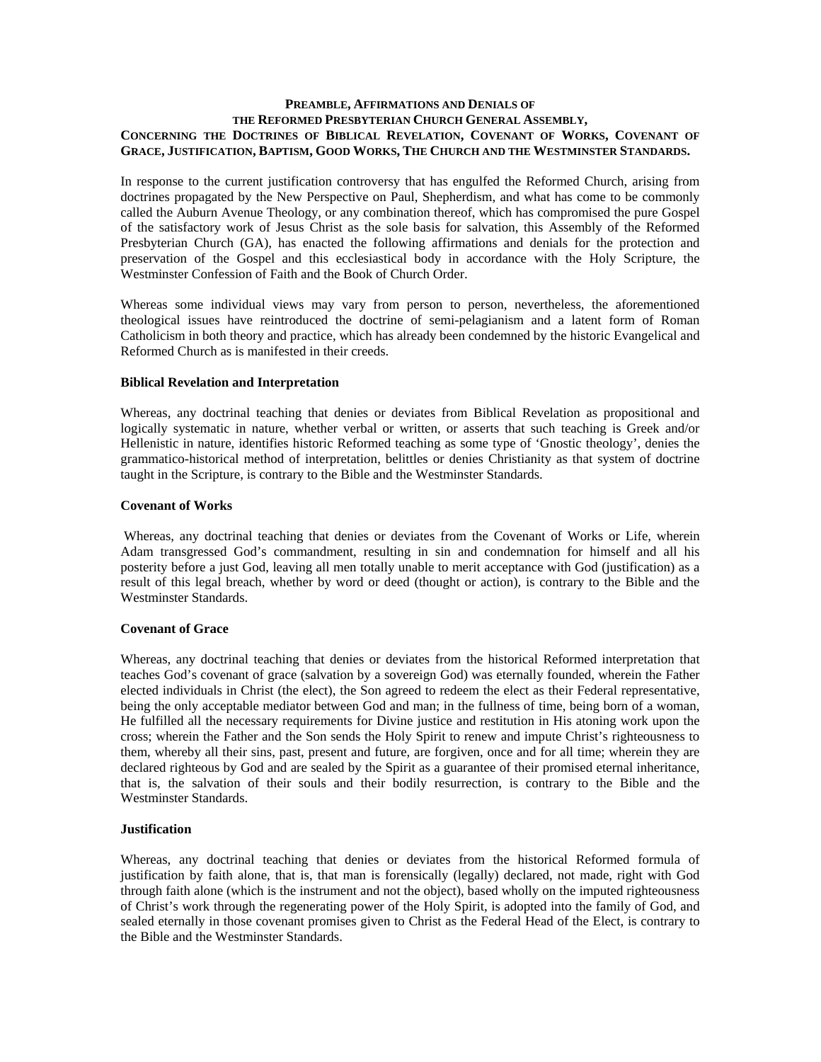# Preamble, Affirmations and Denials of the Reformed Presbyterian Church General Assembly, Concerning the Doctrines of Biblical Revelation, Covenant of Works, Covenant of Grace, Justification, Baptism, Good Works, The Church and the Westminster Standards.

In response to the current justification controversy that has engulfed the Reformed Church, arising from doctrines propagated by the New Perspective on Paul, Shepherdism, and what has come to be commonly called the Auburn Avenue Theology, or any combination thereof, which has compromised the pure Gospel of the satisfactory work of Jesus Christ as the sole basis for salvation, this Assembly of the Reformed Presbyterian Church (GA), has enacted the following affirmations and denials for the protection and preservation of the Gospel and this ecclesiastical body in accordance with the Holy Scripture, the Westminster Confession of Faith and the Book of Church Order.

Whereas some individual views may vary from person to person, nevertheless, the aforementioned theological issues have reintroduced the doctrine of semi-pelagianism and a latent form of Roman Catholicism in both theory and practice, which has already been condemned by the historic Evangelical and Reformed Church as is manifested in their creeds.

**Biblical Revelation and Interpretation**

Whereas, any doctrinal teaching that denies or deviates from Biblical Revelation as propositional and logically systematic in nature, whether verbal or written, or asserts that such teaching is Greek and/or Hellenistic in nature, identifies historic Reformed teaching as some type of 'Gnostic theology', denies the grammatico-historical method of interpretation, belittles or denies Christianity as that system of doctrine taught in the Scripture, is contrary to the Bible and the Westminster Standards.

**Covenant of Works**

Whereas, any doctrinal teaching that denies or deviates from the Covenant of Works or Life, wherein Adam transgressed God's commandment, resulting in sin and condemnation for himself and all his posterity before a just God, leaving all men totally unable to merit acceptance with God (justification) as a result of this legal breach, whether by word or deed (thought or action), is contrary to the Bible and the Westminster Standards.

**Covenant of Grace**

Whereas, any doctrinal teaching that denies or deviates from the historical Reformed interpretation that teaches God's covenant of grace (salvation by a sovereign God) was eternally founded, wherein the Father elected individuals in Christ (the elect), the Son agreed to redeem the elect as their Federal representative, being the only acceptable mediator between God and man; in the fullness of time, being born of a woman, He fulfilled all the necessary requirements for Divine justice and restitution in His atoning work upon the cross; wherein the Father and the Son sends the Holy Spirit to renew and impute Christ's righteousness to them, whereby all their sins, past, present and future, are forgiven, once and for all time; wherein they are declared righteous by God and are sealed by the Spirit as a guarantee of their promised eternal inheritance, that is, the salvation of their souls and their bodily resurrection, is contrary to the Bible and the Westminster Standards.

**Justification**

Whereas, any doctrinal teaching that denies or deviates from the historical Reformed formula of justification by faith alone, that is, that man is forensically (legally) declared, not made, right with God through faith alone (which is the instrument and not the object), based wholly on the imputed righteousness of Christ's work through the regenerating power of the Holy Spirit, is adopted into the family of God, and sealed eternally in those covenant promises given to Christ as the Federal Head of the Elect, is contrary to the Bible and the Westminster Standards.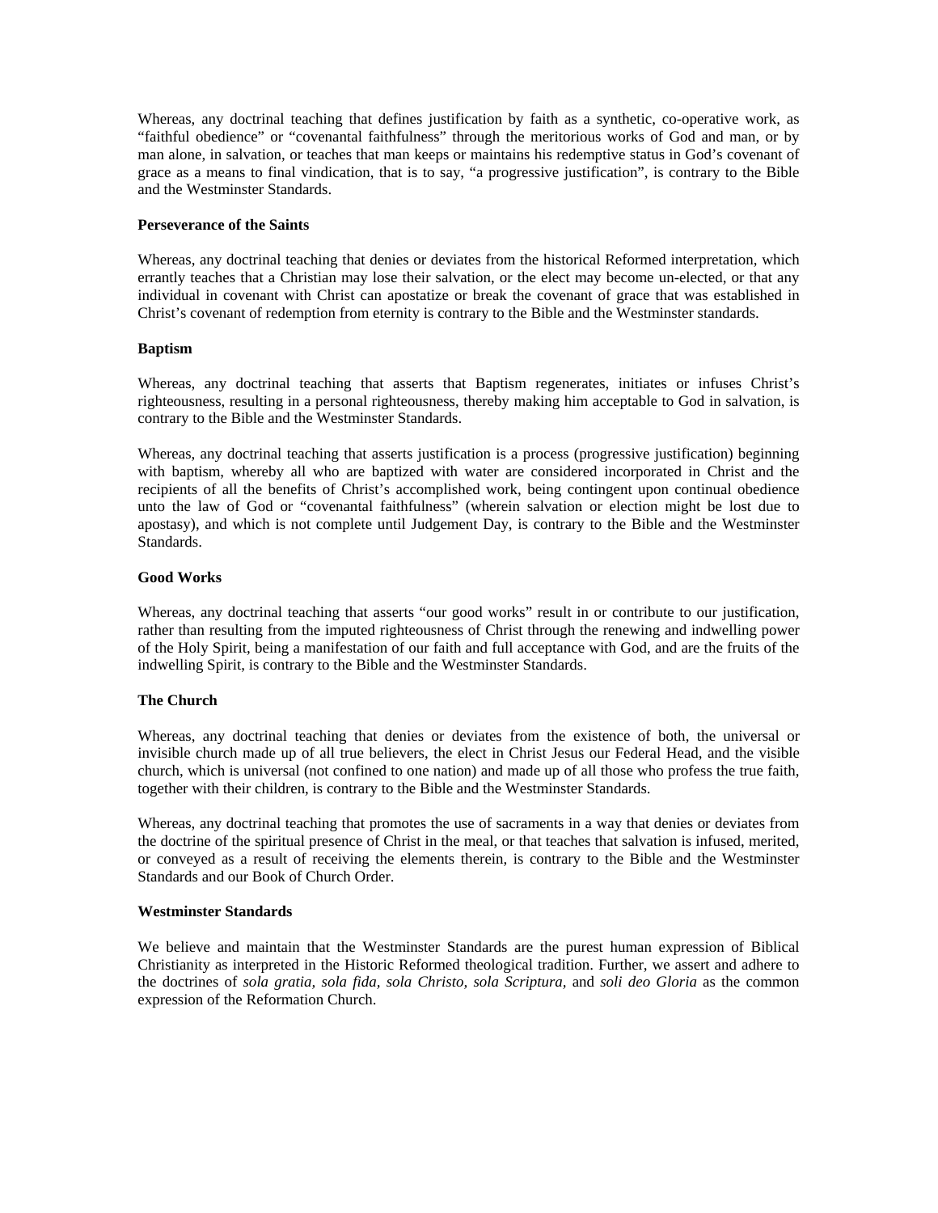Whereas, any doctrinal teaching that defines justification by faith as a synthetic, co-operative work, as "faithful obedience" or "covenantal faithfulness" through the meritorious works of God and man, or by man alone, in salvation, or teaches that man keeps or maintains his redemptive status in God's covenant of grace as a means to final vindication, that is to say, "a progressive justification", is contrary to the Bible and the Westminster Standards.

**Perseverance of the Saints**

Whereas, any doctrinal teaching that denies or deviates from the historical Reformed interpretation, which errantly teaches that a Christian may lose their salvation, or the elect may become un-elected, or that any individual in covenant with Christ can apostatize or break the covenant of grace that was established in Christ's covenant of redemption from eternity is contrary to the Bible and the Westminster standards.

**Baptism**

Whereas, any doctrinal teaching that asserts that Baptism regenerates, initiates or infuses Christ's righteousness, resulting in a personal righteousness, thereby making him acceptable to God in salvation, is contrary to the Bible and the Westminster Standards.

Whereas, any doctrinal teaching that asserts justification is a process (progressive justification) beginning with baptism, whereby all who are baptized with water are considered incorporated in Christ and the recipients of all the benefits of Christ's accomplished work, being contingent upon continual obedience unto the law of God or "covenantal faithfulness" (wherein salvation or election might be lost due to apostasy), and which is not complete until Judgement Day, is contrary to the Bible and the Westminster Standards.

**Good Works**

Whereas, any doctrinal teaching that asserts "our good works" result in or contribute to our justification, rather than resulting from the imputed righteousness of Christ through the renewing and indwelling power of the Holy Spirit, being a manifestation of our faith and full acceptance with God, and are the fruits of the indwelling Spirit, is contrary to the Bible and the Westminster Standards.

**The Church**

Whereas, any doctrinal teaching that denies or deviates from the existence of both, the universal or invisible church made up of all true believers, the elect in Christ Jesus our Federal Head, and the visible church, which is universal (not confined to one nation) and made up of all those who profess the true faith, together with their children, is contrary to the Bible and the Westminster Standards.

Whereas, any doctrinal teaching that promotes the use of sacraments in a way that denies or deviates from the doctrine of the spiritual presence of Christ in the meal, or that teaches that salvation is infused, merited, or conveyed as a result of receiving the elements therein, is contrary to the Bible and the Westminster Standards and our Book of Church Order.

**Westminster Standards**

We believe and maintain that the Westminster Standards are the purest human expression of Biblical Christianity as interpreted in the Historic Reformed theological tradition. Further, we assert and adhere to the doctrines of *sola gratia, sola fida, sola Christo, sola Scriptura*, and *soli deo Gloria* as the common expression of the Reformation Church.